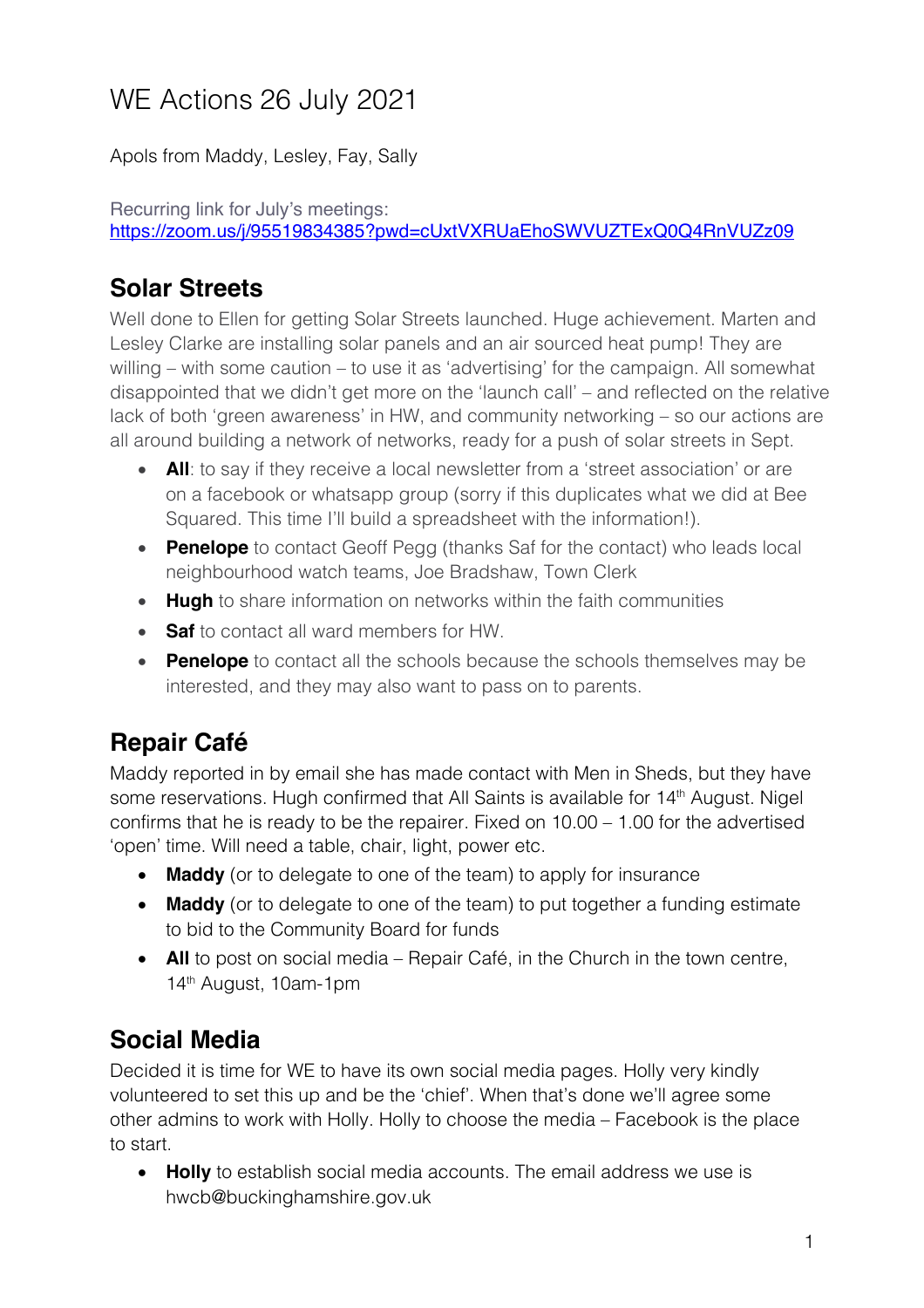# WE Actions 26 July 2021

Apols from Maddy, Lesley, Fay, Sally

Recurring link for July's meetings:
https://zoom.us/j/95519834385?pwd=cUxtVXRUaEhoSWVUZTExQ0Q4RnVUZz09

## Solar Streets

Well done to Ellen for getting Solar Streets launched. Huge achievement. Marten and Lesley Clarke are installing solar panels and an air sourced heat pump! They are willing – with some caution – to use it as 'advertising' for the campaign. All somewhat disappointed that we didn't get more on the 'launch call' – and reflected on the relative lack of both 'green awareness' in HW, and community networking – so our actions are all around building a network of networks, ready for a push of solar streets in Sept.

- **All**: to say if they receive a local newsletter from a 'street association' or are on a facebook or whatsapp group (sorry if this duplicates what we did at Bee Squared. This time I'll build a spreadsheet with the information!).
- **Penelope** to contact Geoff Pegg (thanks Saf for the contact) who leads local neighbourhood watch teams, Joe Bradshaw, Town Clerk
- **Hugh** to share information on networks within the faith communities
- **Saf** to contact all ward members for HW.
- **Penelope** to contact all the schools because the schools themselves may be interested, and they may also want to pass on to parents.

## Repair Café

Maddy reported in by email she has made contact with Men in Sheds, but they have some reservations. Hugh confirmed that All Saints is available for 14th August. Nigel confirms that he is ready to be the repairer. Fixed on 10.00 – 1.00 for the advertised 'open' time. Will need a table, chair, light, power etc.

- **Maddy** (or to delegate to one of the team) to apply for insurance
- **Maddy** (or to delegate to one of the team) to put together a funding estimate to bid to the Community Board for funds
- **All** to post on social media – Repair Café, in the Church in the town centre, 14th August, 10am-1pm

## Social Media

Decided it is time for WE to have its own social media pages. Holly very kindly volunteered to set this up and be the 'chief'. When that's done we'll agree some other admins to work with Holly. Holly to choose the media – Facebook is the place to start.

- **Holly** to establish social media accounts. The email address we use is hwcb@buckinghamshire.gov.uk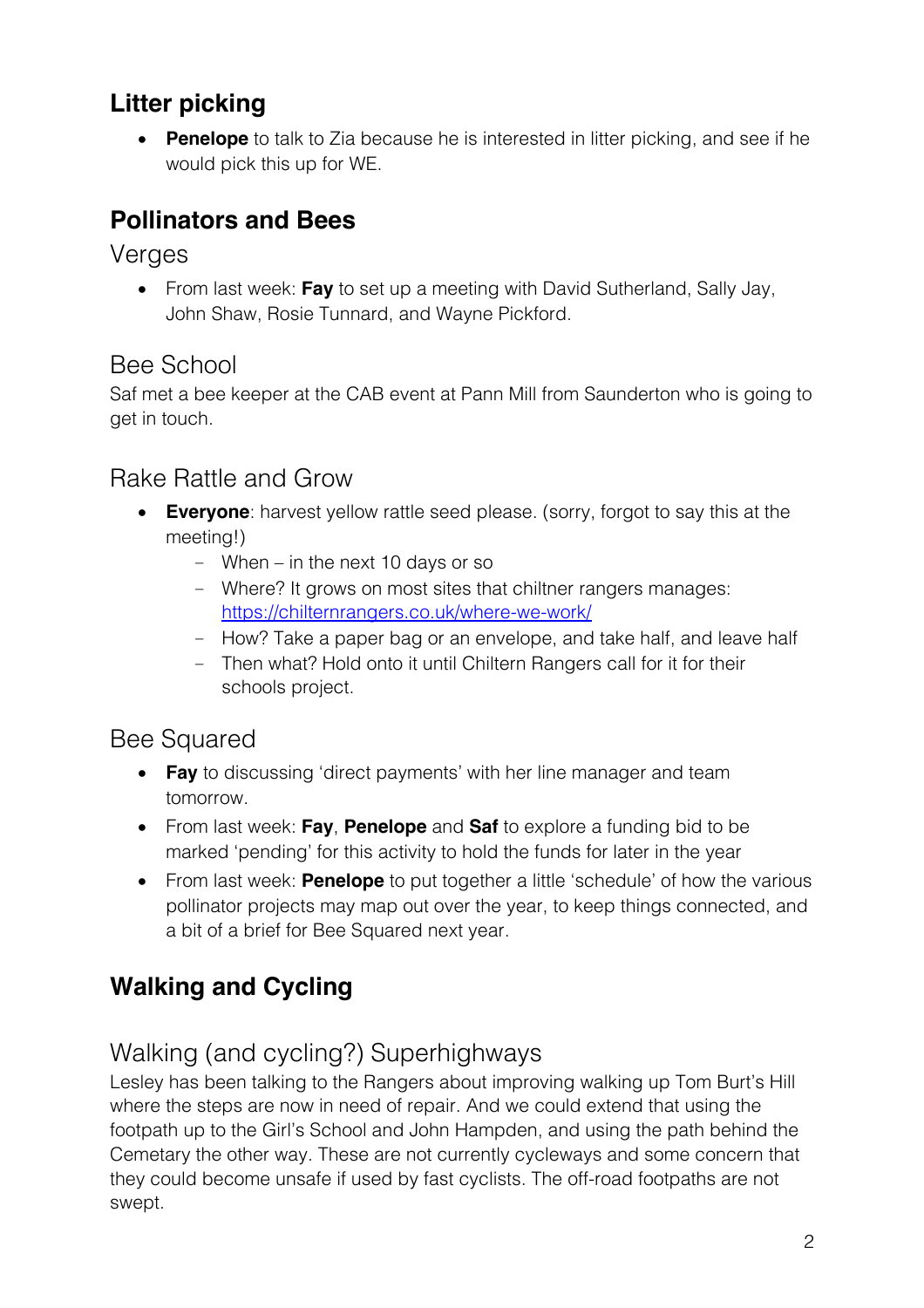## Litter picking

- **Penelope** to talk to Zia because he is interested in litter picking, and see if he would pick this up for WE.

## Pollinators and Bees

### Verges

- From last week: **Fay** to set up a meeting with David Sutherland, Sally Jay, John Shaw, Rosie Tunnard, and Wayne Pickford.

### Bee School

Saf met a bee keeper at the CAB event at Pann Mill from Saunderton who is going to get in touch.

### Rake Rattle and Grow

- **Everyone**: harvest yellow rattle seed please. (sorry, forgot to say this at the meeting!)
  - When – in the next 10 days or so
  - Where? It grows on most sites that chiltner rangers manages: https://chilternrangers.co.uk/where-we-work/
  - How? Take a paper bag or an envelope, and take half, and leave half
  - Then what? Hold onto it until Chiltern Rangers call for it for their schools project.

### Bee Squared

- **Fay** to discussing 'direct payments' with her line manager and team tomorrow.
- From last week: **Fay**, **Penelope** and **Saf** to explore a funding bid to be marked 'pending' for this activity to hold the funds for later in the year
- From last week: **Penelope** to put together a little 'schedule' of how the various pollinator projects may map out over the year, to keep things connected, and a bit of a brief for Bee Squared next year.

## Walking and Cycling

### Walking (and cycling?) Superhighways

Lesley has been talking to the Rangers about improving walking up Tom Burt's Hill where the steps are now in need of repair. And we could extend that using the footpath up to the Girl's School and John Hampden, and using the path behind the Cemetary the other way. These are not currently cycleways and some concern that they could become unsafe if used by fast cyclists. The off-road footpaths are not swept.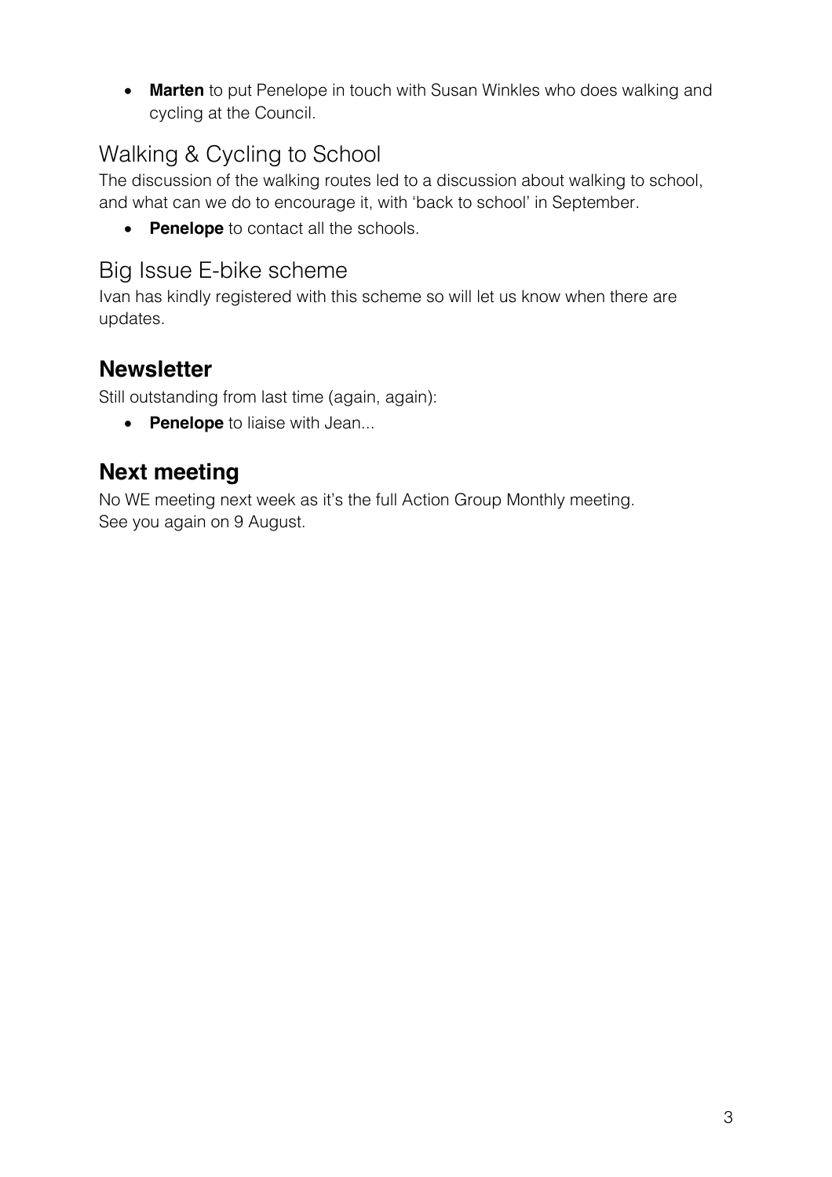- **Marten** to put Penelope in touch with Susan Winkles who does walking and cycling at the Council.

### Walking & Cycling to School

The discussion of the walking routes led to a discussion about walking to school, and what can we do to encourage it, with 'back to school' in September.

- **Penelope** to contact all the schools.

### Big Issue E-bike scheme

Ivan has kindly registered with this scheme so will let us know when there are updates.

## Newsletter

Still outstanding from last time (again, again):

- **Penelope** to liaise with Jean...

## Next meeting

No WE meeting next week as it's the full Action Group Monthly meeting.
See you again on 9 August.